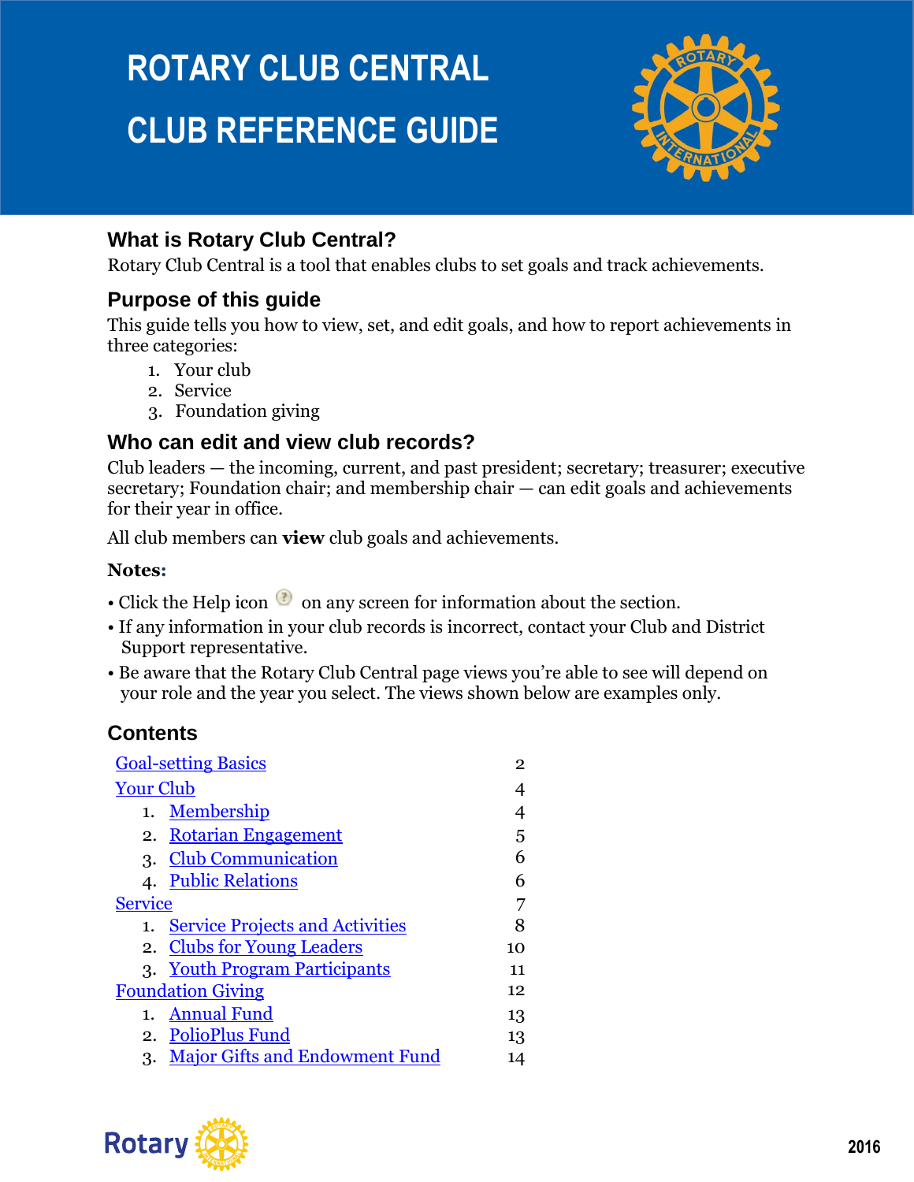# ROTARY CLUB CENTRAL

# CLUB REFERENCE GUIDE

## What is Rotary Club Central?

Rotary Club Central is a tool that enables clubs to set goals and track achievements.

## Purpose of this guide

This guide tells you how to view, set, and edit goals, and how to report achievements in three categories:

1. Your club
2. Service
3. Foundation giving

## Who can edit and view club records?

Club leaders — the incoming, current, and past president; secretary; treasurer; executive secretary; Foundation chair; and membership chair — can edit goals and achievements for their year in office.

All club members can **view** club goals and achievements.

**Notes:**

- Click the Help icon on any screen for information about the section.
- If any information in your club records is incorrect, contact your Club and District Support representative.
- Be aware that the Rotary Club Central page views you're able to see will depend on your role and the year you select. The views shown below are examples only.

## Contents

| | |
|---|---|
| Goal-setting Basics | 2 |
| Your Club | 4 |
| 1. Membership | 4 |
| 2. Rotarian Engagement | 5 |
| 3. Club Communication | 6 |
| 4. Public Relations | 6 |
| Service | 7 |
| 1. Service Projects and Activities | 8 |
| 2. Clubs for Young Leaders | 10 |
| 3. Youth Program Participants | 11 |
| Foundation Giving | 12 |
| 1. Annual Fund | 13 |
| 2. PolioPlus Fund | 13 |
| 3. Major Gifts and Endowment Fund | 14 |

Rotary

2016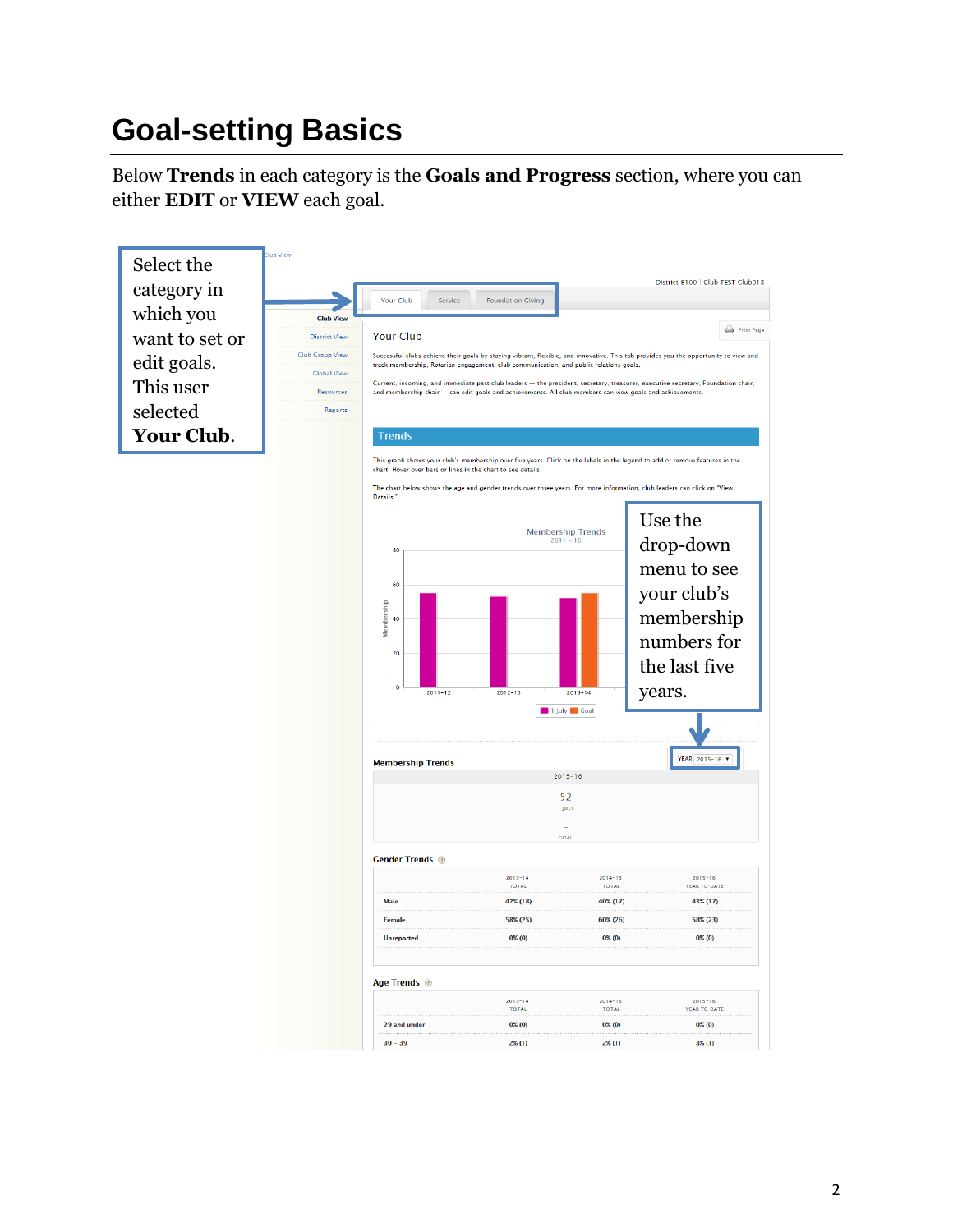# Goal-setting Basics

Below **Trends** in each category is the **Goals and Progress** section, where you can either **EDIT** or **VIEW** each goal.

Select the category in which you want to set or edit goals. This user selected **Your Club**.

Use the drop-down menu to see your club's membership numbers for the last five years.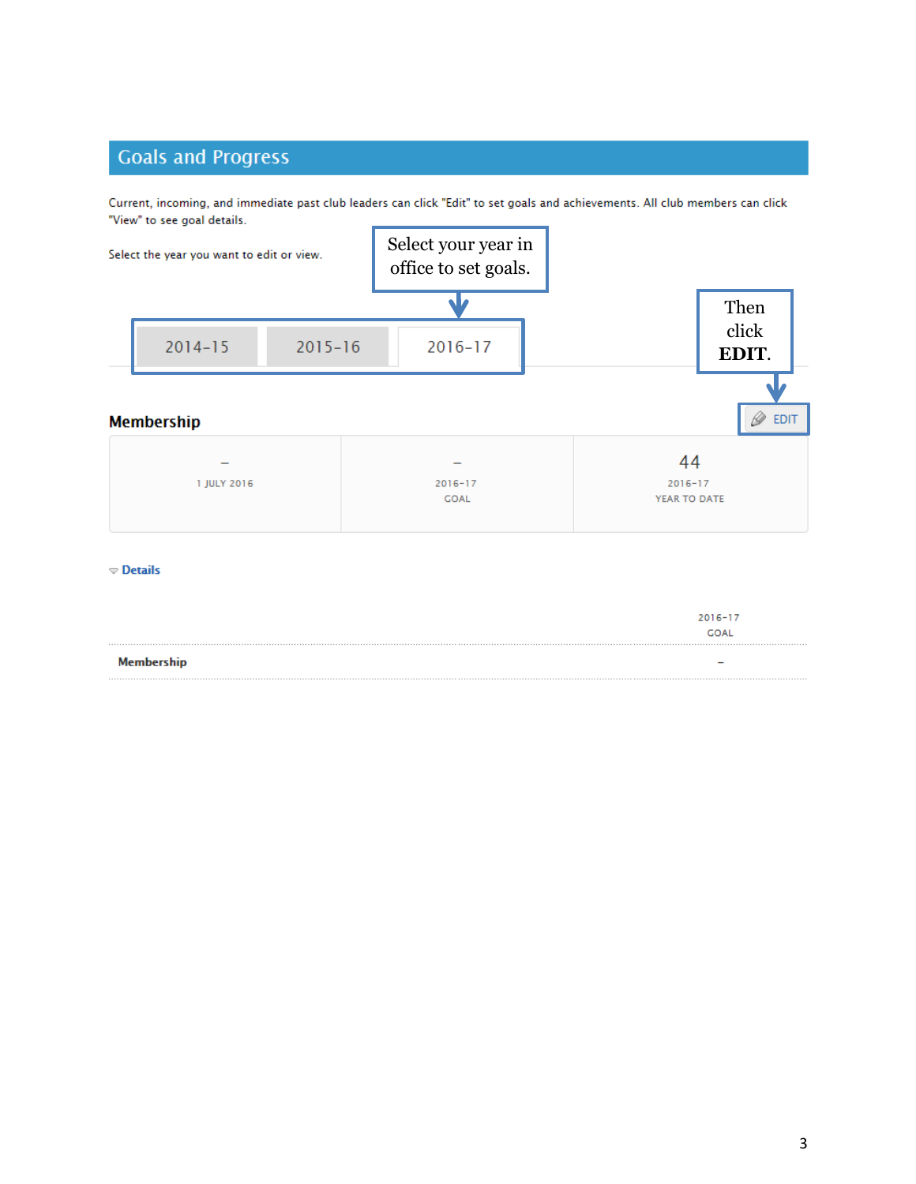## Goals and Progress

Current, incoming, and immediate past club leaders can click "Edit" to set goals and achievements. All club members can click "View" to see goal details.

Select the year you want to edit or view.

Select your year in office to set goals.

2014-15 | 2015-16 | 2016-17

Then click **EDIT**.

### Membership

EDIT

| – | – | 44 |
|---|---|---|
| 1 JULY 2016 | 2016-17 GOAL | 2016-17 YEAR TO DATE |

**Details**

| | 2016-17 GOAL |
|---|---|
| **Membership** | – |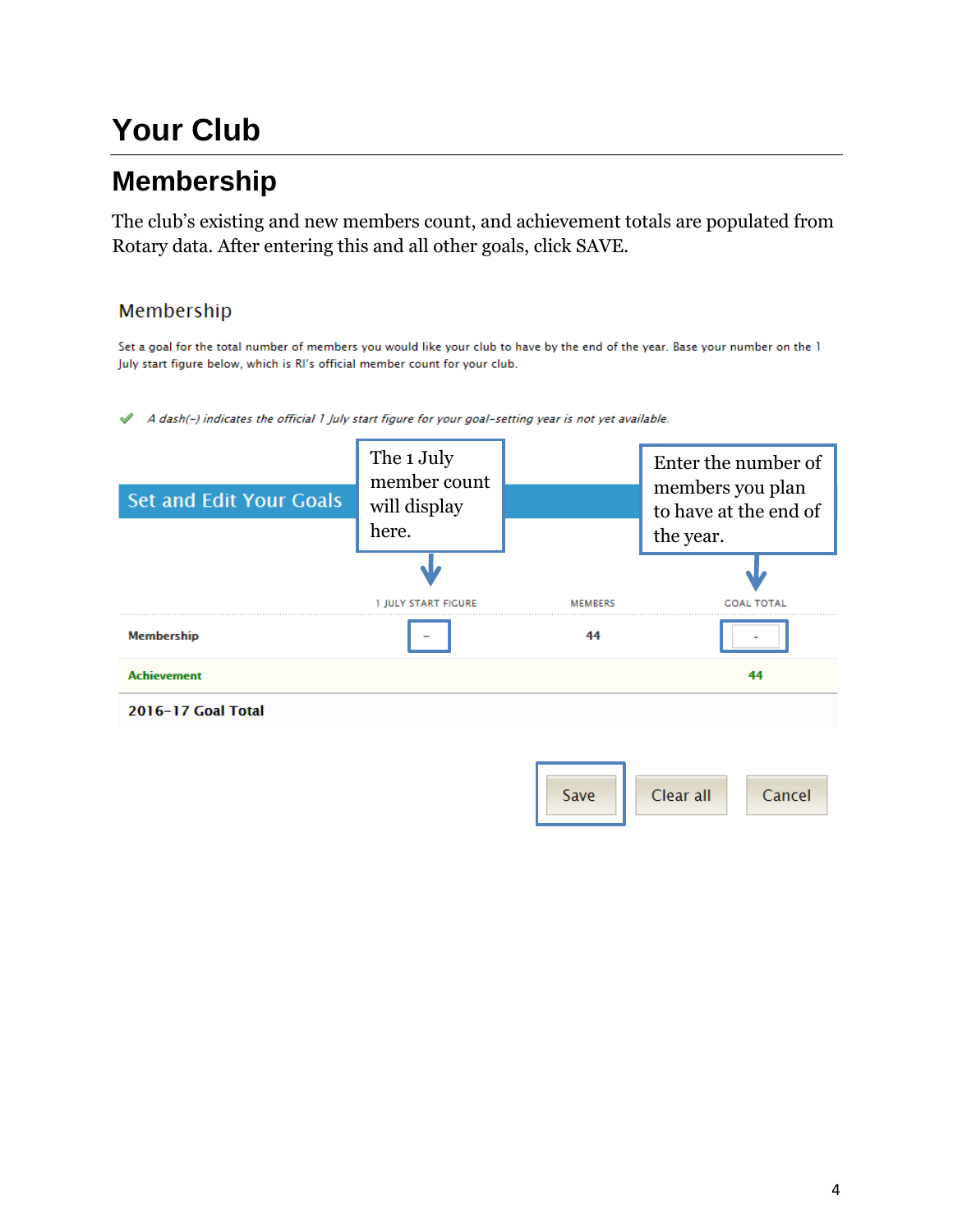# Your Club

## Membership

The club's existing and new members count, and achievement totals are populated from Rotary data. After entering this and all other goals, click SAVE.

### Membership

Set a goal for the total number of members you would like your club to have by the end of the year. Base your number on the 1 July start figure below, which is RI's official member count for your club.

✔ *A dash(–) indicates the official 1 July start figure for your goal-setting year is not yet available.*

**Set and Edit Your Goals**

The 1 July member count will display here.

Enter the number of members you plan to have at the end of the year.

| | 1 JULY START FIGURE | MEMBERS | GOAL TOTAL |
|---|---|---|---|
| **Membership** | – | 44 | - |
| **Achievement** | | | 44 |
| **2016–17 Goal Total** | | | |

Save | Clear all | Cancel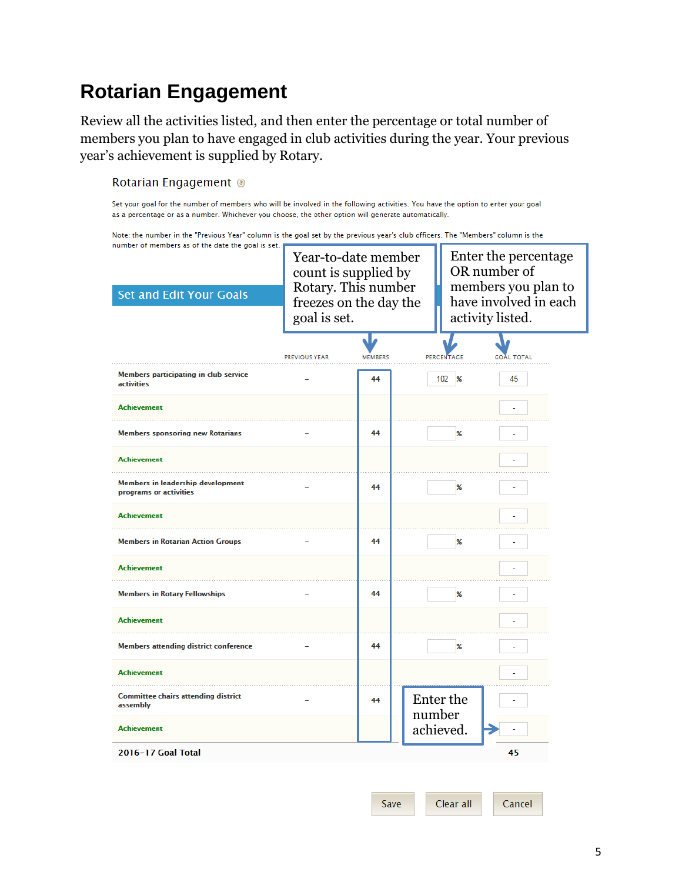# Rotarian Engagement

Review all the activities listed, and then enter the percentage or total number of members you plan to have engaged in club activities during the year. Your previous year's achievement is supplied by Rotary.

## Rotarian Engagement

Set your goal for the number of members who will be involved in the following activities. You have the option to enter your goal as a percentage or as a number. Whichever you choose, the other option will generate automatically.

Note: the number in the "Previous Year" column is the goal set by the previous year's club officers. The "Members" column is the number of members as of the date the goal is set.

Year-to-date member count is supplied by Rotary. This number freezes on the day the goal is set.

Enter the percentage OR number of members you plan to have involved in each activity listed.

**Set and Edit Your Goals**

| | PREVIOUS YEAR | MEMBERS | PERCENTAGE | GOAL TOTAL |
|---|---|---|---|---|
| Members participating in club service activities | – | 44 | 102 % | 45 |
| Achievement | | | | - |
| Members sponsoring new Rotarians | – | 44 | % | - |
| Achievement | | | | - |
| Members in leadership development programs or activities | – | 44 | % | - |
| Achievement | | | | - |
| Members in Rotarian Action Groups | – | 44 | % | - |
| Achievement | | | | - |
| Members in Rotary Fellowships | – | 44 | % | - |
| Achievement | | | | - |
| Members attending district conference | – | 44 | % | - |
| Achievement | | | | - |
| Committee chairs attending district assembly | – | 44 | | - |
| Achievement | | | | - |
| **2016-17 Goal Total** | | | | **45** |

Enter the number achieved.

Save | Clear all | Cancel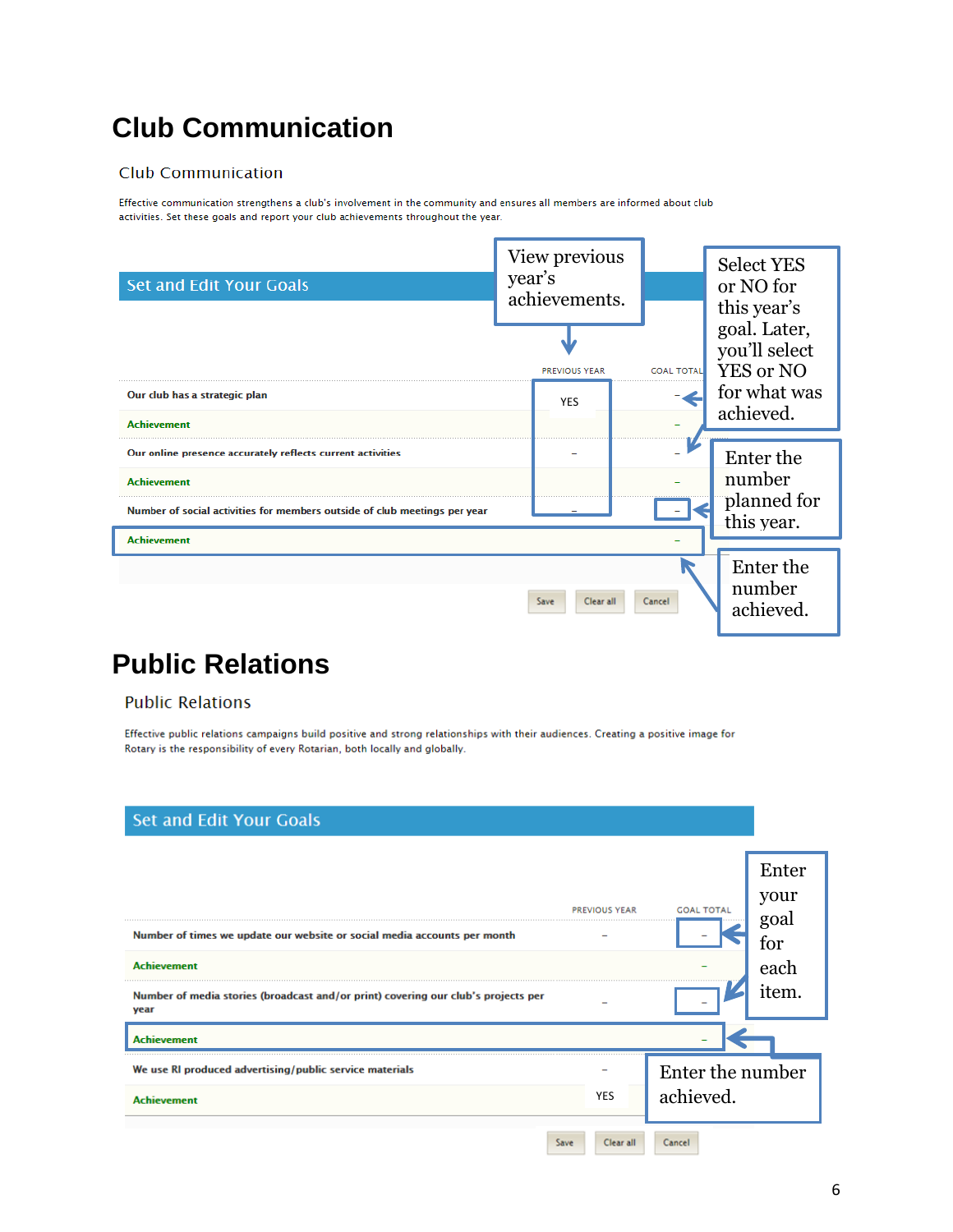# Club Communication

## Club Communication

Effective communication strengthens a club's involvement in the community and ensures all members are informed about club activities. Set these goals and report your club achievements throughout the year.

### Set and Edit Your Goals

View previous year's achievements.

Select YES or NO for this year's goal. Later, you'll select YES or NO for what was achieved.

Enter the number planned for this year.

Enter the number achieved.

| | PREVIOUS YEAR | GOAL TOTAL |
|---|---|---|
| Our club has a strategic plan | YES | – |
| Achievement | | – |
| Our online presence accurately reflects current activities | – | – |
| Achievement | | – |
| Number of social activities for members outside of club meetings per year | – | – |
| Achievement | | – |

Save | Clear all | Cancel

# Public Relations

## Public Relations

Effective public relations campaigns build positive and strong relationships with their audiences. Creating a positive image for Rotary is the responsibility of every Rotarian, both locally and globally.

### Set and Edit Your Goals

Enter your goal for each item.

Enter the number achieved.

| | PREVIOUS YEAR | GOAL TOTAL |
|---|---|---|
| Number of times we update our website or social media accounts per month | – | – |
| Achievement | | – |
| Number of media stories (broadcast and/or print) covering our club's projects per year | – | – |
| Achievement | | – |
| We use RI produced advertising/public service materials | – | |
| Achievement | YES | |

Save | Clear all | Cancel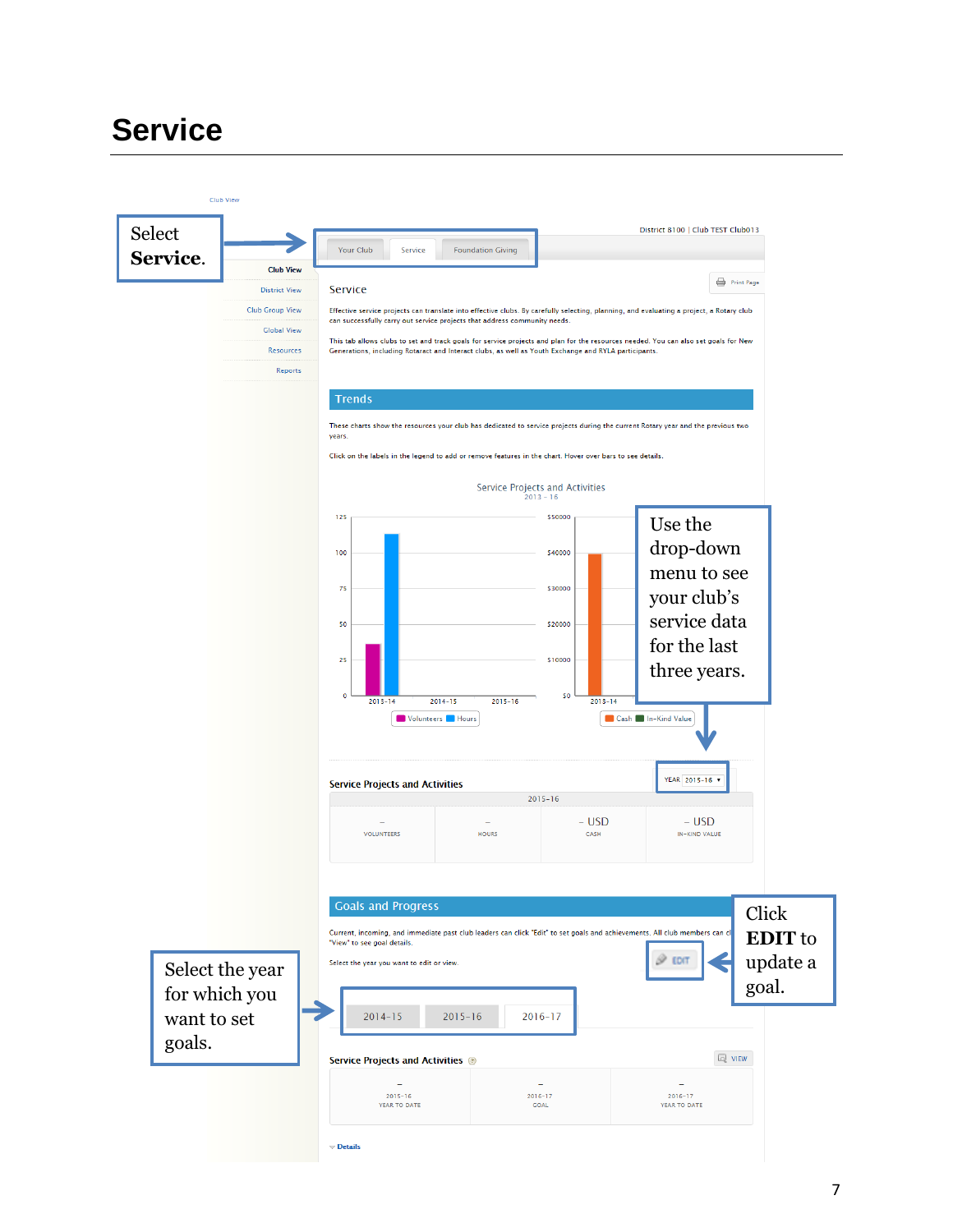# Service

Select **Service**.

Use the drop-down menu to see your club's service data for the last three years.

Select the year for which you want to set goals.

Click **EDIT** to update a goal.

Club View

Your Club | Service | Foundation Giving

District 8100 | Club TEST Club013

Club View
District View
Club Group View
Global View
Resources
Reports

Print Page

Service

Effective service projects can translate into effective clubs. By carefully selecting, planning, and evaluating a project, a Rotary club can successfully carry out service projects that address community needs.

This tab allows clubs to set and track goals for service projects and plan for the resources needed. You can also set goals for New Generations, including Rotaract and Interact clubs, as well as Youth Exchange and RYLA participants.

Trends

These charts show the resources your club has dedicated to service projects during the current Rotary year and the previous two years.

Click on the labels in the legend to add or remove features in the chart. Hover over bars to see details.

Service Projects and Activities
2013 - 16

Service Projects and Activities — YEAR 2015-16

| 2015-16 | | | |
|---|---|---|---|
| – VOLUNTEERS | – HOURS | – USD CASH | – USD IN-KIND VALUE |

Goals and Progress

Current, incoming, and immediate past club leaders can click "Edit" to set goals and achievements. All club members can c... "View" to see goal details.

Select the year you want to edit or view.

EDIT

2014-15 | 2015-16 | 2016-17

Service Projects and Activities

VIEW

| – 2015-16 YEAR TO DATE | – 2016-17 GOAL | – 2016-17 YEAR TO DATE |
|---|---|---|

Details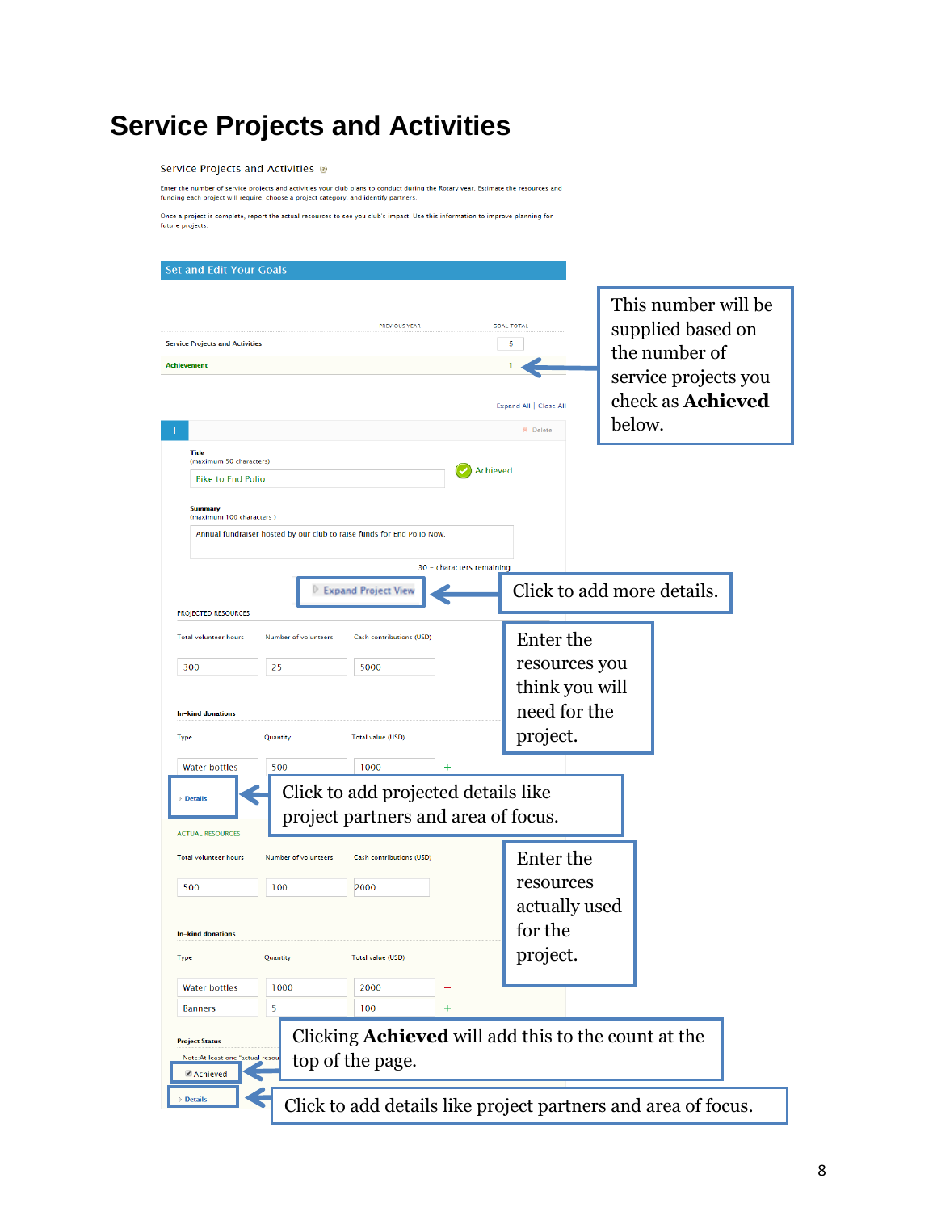# Service Projects and Activities

Service Projects and Activities

Enter the number of service projects and activities your club plans to conduct during the Rotary year. Estimate the resources and funding each project will require, choose a project category, and identify partners.

Once a project is complete, report the actual resources to see you club's impact. Use this information to improve planning for future projects.

**Set and Edit Your Goals**

| | PREVIOUS YEAR | GOAL TOTAL |
|---|---|---|
| Service Projects and Activities | | 5 |
| Achievement | | 1 |

This number will be supplied based on the number of service projects you check as **Achieved** below.

Expand All | Close All

1 — Delete

Title (maximum 50 characters): Bike to End Polio — Achieved

Summary (maximum 100 characters): Annual fundraiser hosted by our club to raise funds for End Polio Now.

30 - characters remaining

Expand Project View

Click to add more details.

PROJECTED RESOURCES

| Total volunteer hours | Number of volunteers | Cash contributions (USD) |
|---|---|---|
| 300 | 25 | 5000 |

In-kind donations

| Type | Quantity | Total value (USD) |
|---|---|---|
| Water bottles | 500 | 1000 |

Enter the resources you think you will need for the project.

Details

Click to add projected details like project partners and area of focus.

ACTUAL RESOURCES

| Total volunteer hours | Number of volunteers | Cash contributions (USD) |
|---|---|---|
| 500 | 100 | 2000 |

In-kind donations

| Type | Quantity | Total value (USD) |
|---|---|---|
| Water bottles | 1000 | 2000 |
| Banners | 5 | 100 |

Enter the resources actually used for the project.

Project Status

Note: At least one "actual resou...

Achieved

Clicking **Achieved** will add this to the count at the top of the page.

Details

Click to add details like project partners and area of focus.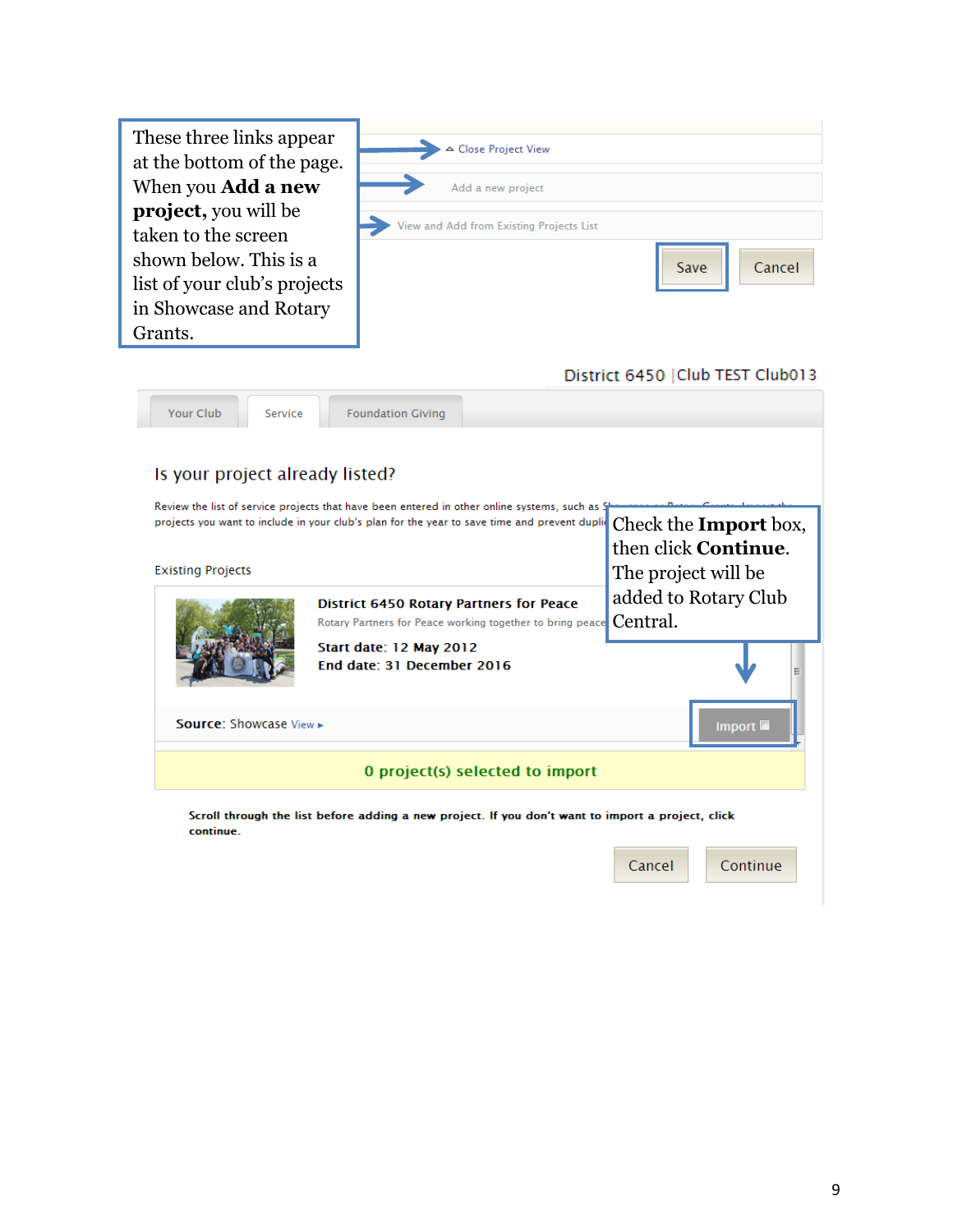These three links appear at the bottom of the page. When you **Add a new project**, you will be taken to the screen shown below. This is a list of your club's projects in Showcase and Rotary Grants.

- Close Project View
- Add a new project
- View and Add from Existing Projects List

Save | Cancel

District 6450 | Club TEST Club013

Your Club | Service | Foundation Giving

## Is your project already listed?

Review the list of service projects that have been entered in other online systems, such as Showcase or Rotary Grants. Import the projects you want to include in your club's plan for the year to save time and prevent dupli...

Check the **Import** box, then click **Continue**. The project will be added to Rotary Club Central.

Existing Projects

**District 6450 Rotary Partners for Peace**

Rotary Partners for Peace working together to bring peace

**Start date:** 12 May 2012

**End date:** 31 December 2016

**Source:** Showcase View ▸

Import

**0 project(s) selected to import**

**Scroll through the list before adding a new project. If you don't want to import a project, click continue.**

Cancel | Continue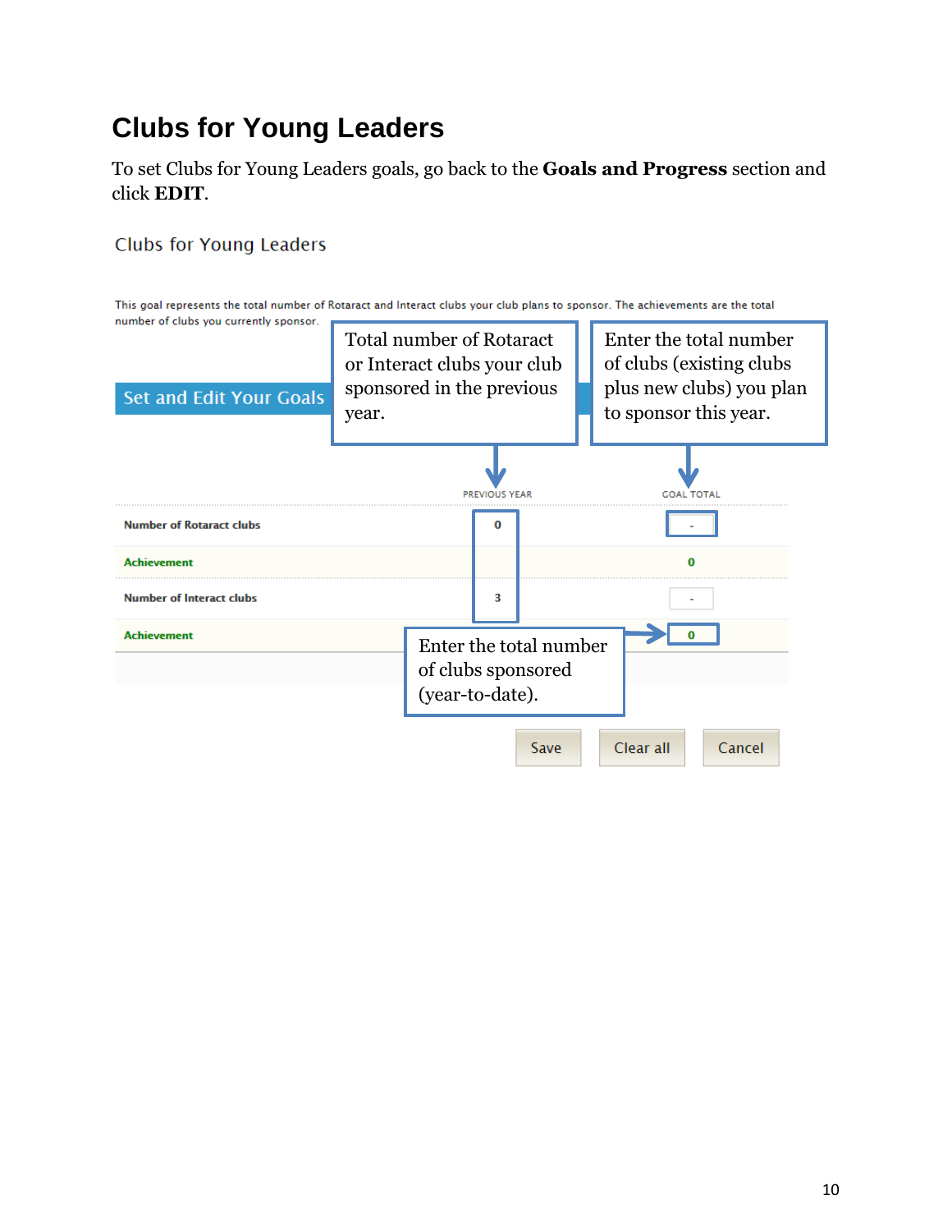# Clubs for Young Leaders

To set Clubs for Young Leaders goals, go back to the **Goals and Progress** section and click **EDIT**.

Clubs for Young Leaders

This goal represents the total number of Rotaract and Interact clubs your club plans to sponsor. The achievements are the total number of clubs you currently sponsor.

Set and Edit Your Goals

Total number of Rotaract or Interact clubs your club sponsored in the previous year.

Enter the total number of clubs (existing clubs plus new clubs) you plan to sponsor this year.

| | PREVIOUS YEAR | GOAL TOTAL |
|---|---|---|
| Number of Rotaract clubs | 0 | - |
| Achievement | | 0 |
| Number of Interact clubs | 3 | - |
| Achievement | | 0 |

Enter the total number of clubs sponsored (year-to-date).

Save | Clear all | Cancel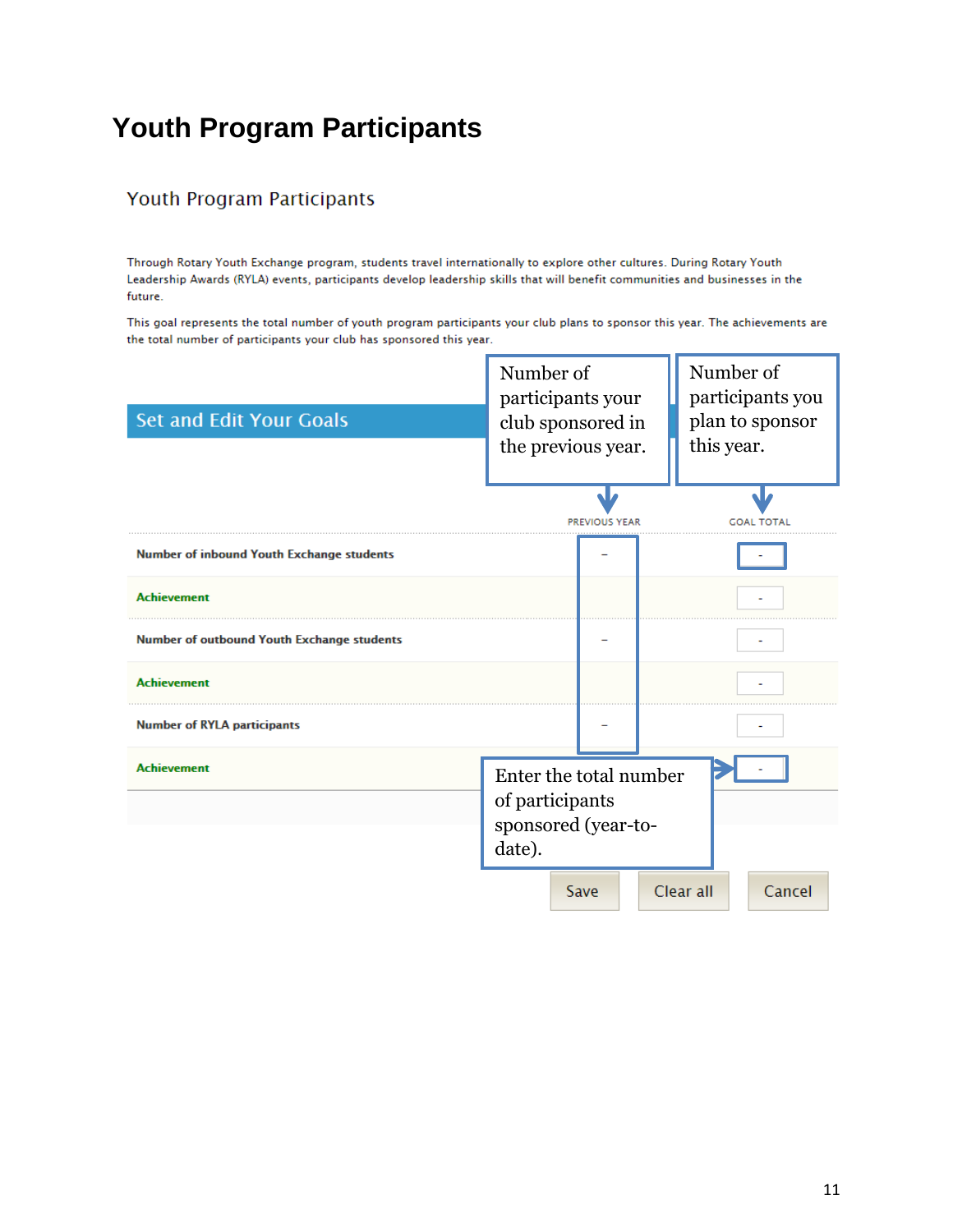# Youth Program Participants

## Youth Program Participants

Through Rotary Youth Exchange program, students travel internationally to explore other cultures. During Rotary Youth Leadership Awards (RYLA) events, participants develop leadership skills that will benefit communities and businesses in the future.

This goal represents the total number of youth program participants your club plans to sponsor this year. The achievements are the total number of participants your club has sponsored this year.

Number of participants your club sponsored in the previous year.

Number of participants you plan to sponsor this year.

### Set and Edit Your Goals

| | PREVIOUS YEAR | GOAL TOTAL |
|---|---|---|
| Number of inbound Youth Exchange students | – | - |
| Achievement | | - |
| Number of outbound Youth Exchange students | – | - |
| Achievement | | - |
| Number of RYLA participants | – | - |
| Achievement | | - |

Enter the total number of participants sponsored (year-to-date).

Save | Clear all | Cancel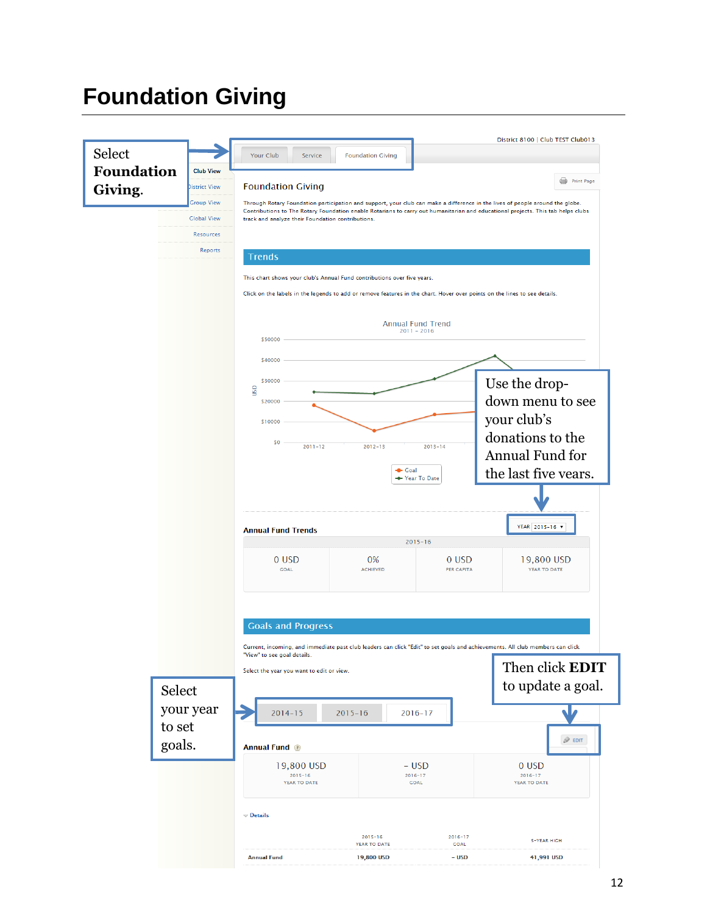# Foundation Giving

Select **Foundation Giving**.

District 8100 | Club TEST Club013

Your Club | Service | Foundation Giving

Club View
District View
Group View
Global View
Resources
Reports

Print Page

Foundation Giving

Through Rotary Foundation participation and support, your club can make a difference in the lives of people around the globe. Contributions to The Rotary Foundation enable Rotarians to carry out humanitarian and educational projects. This tab helps clubs track and analyze their Foundation contributions.

## Trends

This chart shows your club's Annual Fund contributions over five years.

Click on the labels in the legends to add or remove features in the chart. Hover over points on the lines to see details.

Annual Fund Trend
2011 – 2016

Use the drop-down menu to see your club's donations to the Annual Fund for the last five years.

Annual Fund Trends

YEAR 2015-16

| 2015-16 | | | |
|---|---|---|---|
| 0 USD<br>GOAL | 0%<br>ACHIEVED | 0 USD<br>PER CAPITA | 19,800 USD<br>YEAR TO DATE |

## Goals and Progress

Current, incoming, and immediate past club leaders can click "Edit" to set goals and achievements. All club members can click "View" to see goal details.

Select the year you want to edit or view.

Select your year to set goals.

2014-15 | 2015-16 | 2016-17

Then click **EDIT** to update a goal.

EDIT

Annual Fund

| 19,800 USD<br>2015-16<br>YEAR TO DATE | – USD<br>2016-17<br>GOAL | 0 USD<br>2016-17<br>YEAR TO DATE |
|---|---|---|

Details

| | 2015-16 YEAR TO DATE | 2016-17 GOAL | 5-YEAR HIGH |
|---|---|---|---|
| Annual Fund | 19,800 USD | – USD | 41,991 USD |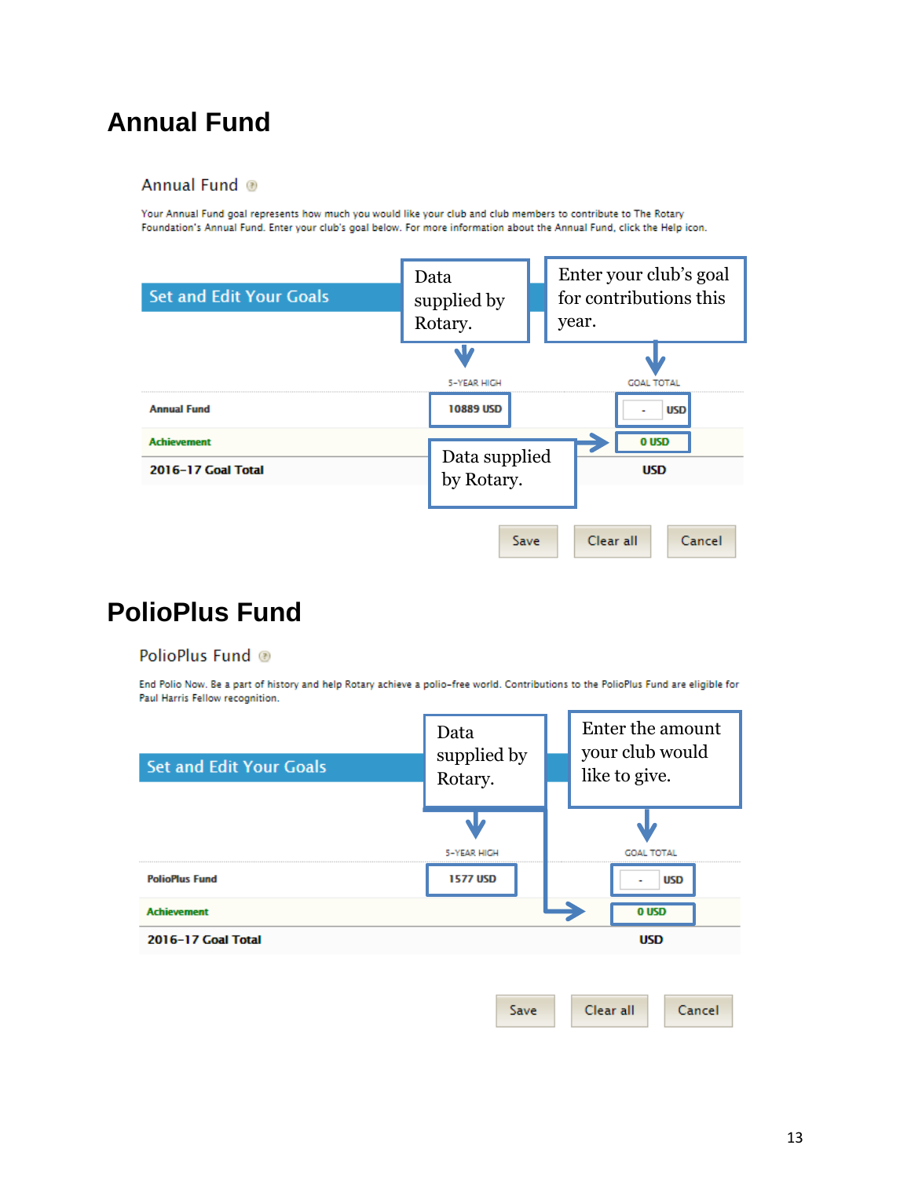# Annual Fund

## Annual Fund

Your Annual Fund goal represents how much you would like your club and club members to contribute to The Rotary Foundation's Annual Fund. Enter your club's goal below. For more information about the Annual Fund, click the Help icon.

**Set and Edit Your Goals**

Data supplied by Rotary.

Enter your club's goal for contributions this year.

| | 5-YEAR HIGH | GOAL TOTAL |
|---|---|---|
| Annual Fund | 10889 USD | - USD |
| Achievement | | 0 USD |
| 2016-17 Goal Total | | USD |

Data supplied by Rotary.

Save | Clear all | Cancel

# PolioPlus Fund

## PolioPlus Fund

End Polio Now. Be a part of history and help Rotary achieve a polio-free world. Contributions to the PolioPlus Fund are eligible for Paul Harris Fellow recognition.

**Set and Edit Your Goals**

Data supplied by Rotary.

Enter the amount your club would like to give.

| | 5-YEAR HIGH | GOAL TOTAL |
|---|---|---|
| PolioPlus Fund | 1577 USD | - USD |
| Achievement | | 0 USD |
| 2016-17 Goal Total | | USD |

Save | Clear all | Cancel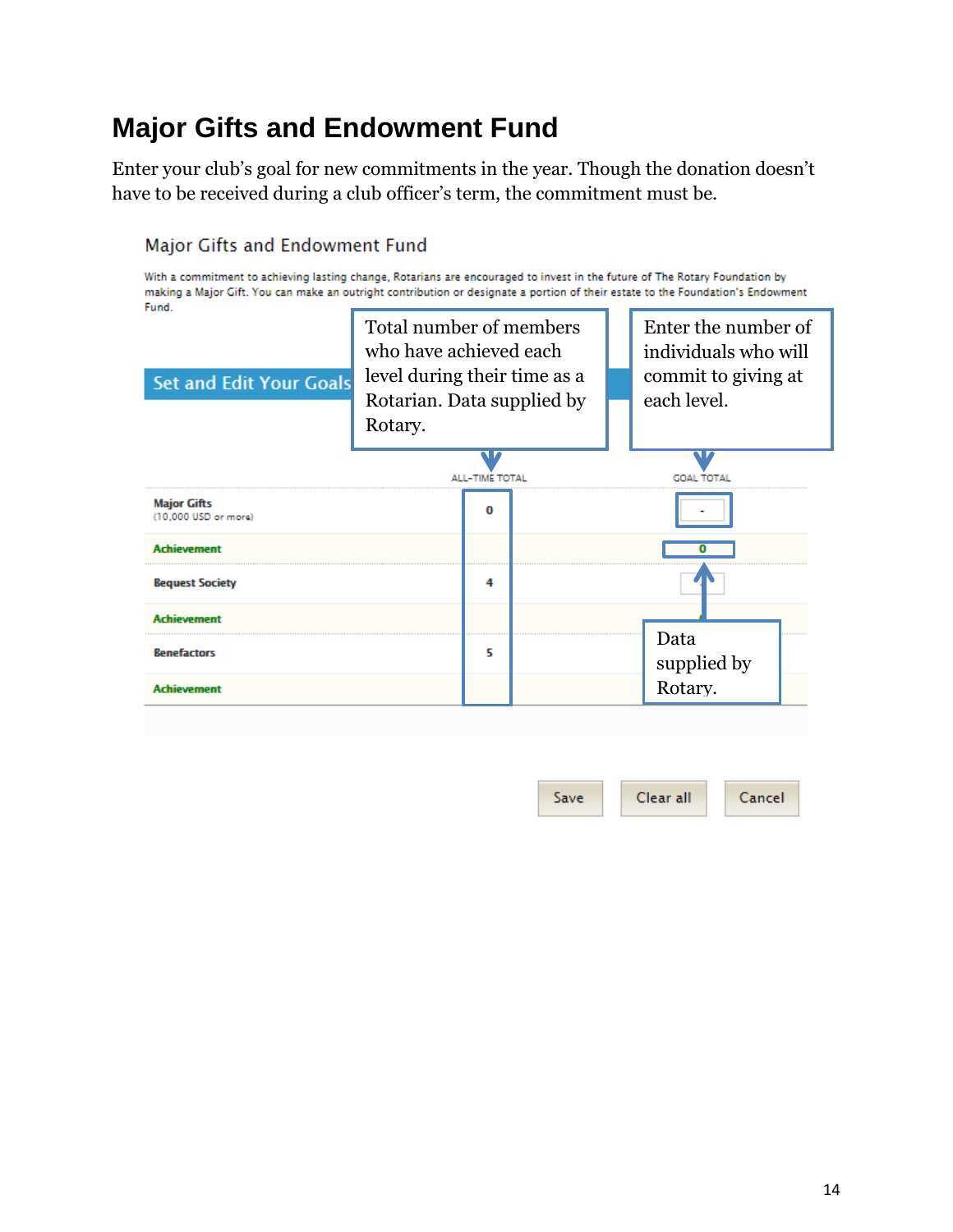# Major Gifts and Endowment Fund

Enter your club's goal for new commitments in the year. Though the donation doesn't have to be received during a club officer's term, the commitment must be.

## Major Gifts and Endowment Fund

With a commitment to achieving lasting change, Rotarians are encouraged to invest in the future of The Rotary Foundation by making a Major Gift. You can make an outright contribution or designate a portion of their estate to the Foundation's Endowment Fund.

**Set and Edit Your Goals**

Total number of members who have achieved each level during their time as a Rotarian. Data supplied by Rotary.

Enter the number of individuals who will commit to giving at each level.

| | ALL-TIME TOTAL | GOAL TOTAL |
|---|---|---|
| **Major Gifts** (10,000 USD or more) | 0 | - |
| **Achievement** | | 0 |
| **Bequest Society** | 4 | |
| **Achievement** | | |
| **Benefactors** | 5 | |
| **Achievement** | | |

Data supplied by Rotary.

Save | Clear all | Cancel